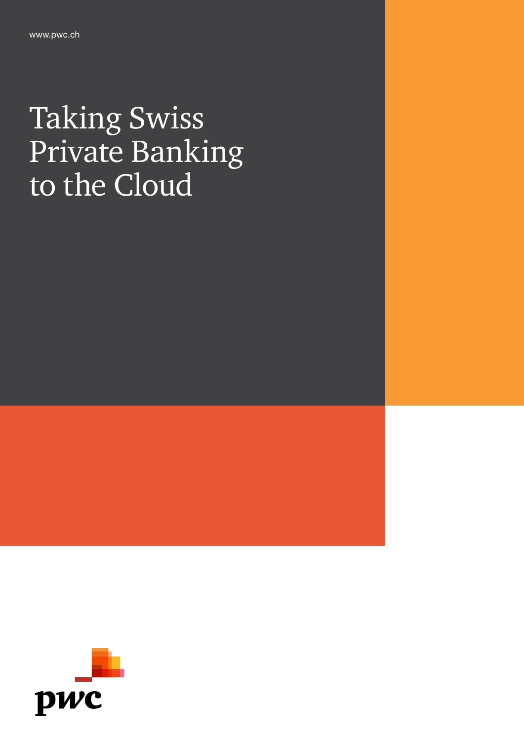www.pwc.ch

# Taking Swiss Private Banking to the Cloud

pwc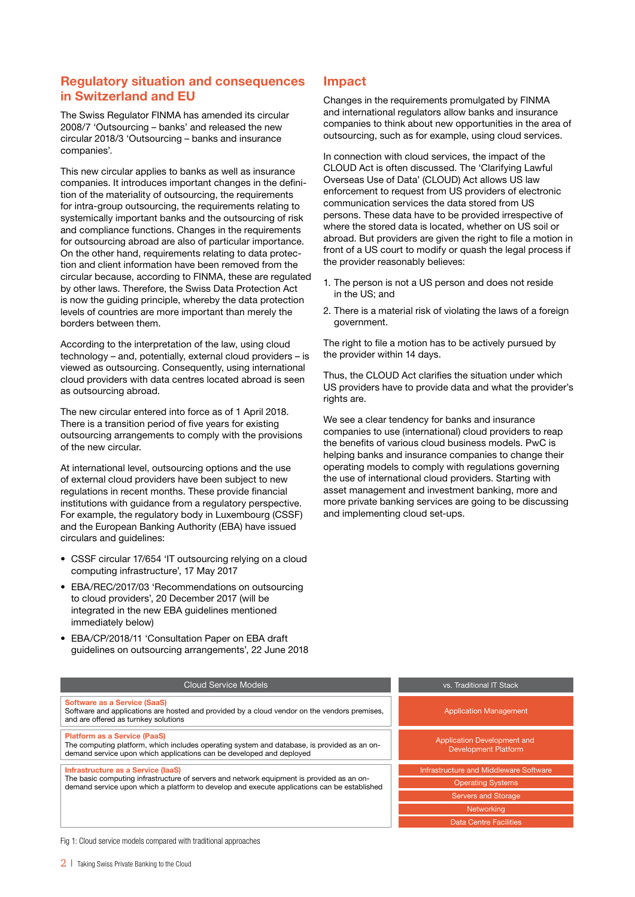## Regulatory situation and consequences in Switzerland and EU

The Swiss Regulator FINMA has amended its circular 2008/7 'Outsourcing – banks' and released the new circular 2018/3 'Outsourcing – banks and insurance companies'.

This new circular applies to banks as well as insurance companies. It introduces important changes in the definition of the materiality of outsourcing, the requirements for intra-group outsourcing, the requirements relating to systemically important banks and the outsourcing of risk and compliance functions. Changes in the requirements for outsourcing abroad are also of particular importance. On the other hand, requirements relating to data protection and client information have been removed from the circular because, according to FINMA, these are regulated by other laws. Therefore, the Swiss Data Protection Act is now the guiding principle, whereby the data protection levels of countries are more important than merely the borders between them.

According to the interpretation of the law, using cloud technology – and, potentially, external cloud providers – is viewed as outsourcing. Consequently, using international cloud providers with data centres located abroad is seen as outsourcing abroad.

The new circular entered into force as of 1 April 2018. There is a transition period of five years for existing outsourcing arrangements to comply with the provisions of the new circular.

At international level, outsourcing options and the use of external cloud providers have been subject to new regulations in recent months. These provide financial institutions with guidance from a regulatory perspective. For example, the regulatory body in Luxembourg (CSSF) and the European Banking Authority (EBA) have issued circulars and guidelines:

- CSSF circular 17/654 'IT outsourcing relying on a cloud computing infrastructure', 17 May 2017
- EBA/REC/2017/03 'Recommendations on outsourcing to cloud providers', 20 December 2017 (will be integrated in the new EBA guidelines mentioned immediately below)
- EBA/CP/2018/11 'Consultation Paper on EBA draft guidelines on outsourcing arrangements', 22 June 2018

## Impact

Changes in the requirements promulgated by FINMA and international regulators allow banks and insurance companies to think about new opportunities in the area of outsourcing, such as for example, using cloud services.

In connection with cloud services, the impact of the CLOUD Act is often discussed. The 'Clarifying Lawful Overseas Use of Data' (CLOUD) Act allows US law enforcement to request from US providers of electronic communication services the data stored from US persons. These data have to be provided irrespective of where the stored data is located, whether on US soil or abroad. But providers are given the right to file a motion in front of a US court to modify or quash the legal process if the provider reasonably believes:

1. The person is not a US person and does not reside in the US; and
2. There is a material risk of violating the laws of a foreign government.

The right to file a motion has to be actively pursued by the provider within 14 days.

Thus, the CLOUD Act clarifies the situation under which US providers have to provide data and what the provider's rights are.

We see a clear tendency for banks and insurance companies to use (international) cloud providers to reap the benefits of various cloud business models. PwC is helping banks and insurance companies to change their operating models to comply with regulations governing the use of international cloud providers. Starting with asset management and investment banking, more and more private banking services are going to be discussing and implementing cloud set-ups.

| Cloud Service Models | vs. Traditional IT Stack |
|---|---|
| **Software as a Service (SaaS)**<br>Software and applications are hosted and provided by a cloud vendor on the vendors premises, and are offered as turnkey solutions | Application Management |
| **Platform as a Service (PaaS)**<br>The computing platform, which includes operating system and database, is provided as an on-demand service upon which applications can be developed and deployed | Application Development and Development Platform |
| **Infrastructure as a Service (IaaS)**<br>The basic computing infrastructure of servers and network equipment is provided as an on-demand service upon which a platform to develop and execute applications can be established | Infrastructure and Middleware Software<br>Operating Systems<br>Servers and Storage<br>Networking<br>Data Centre Facilities |

Fig 1: Cloud service models compared with traditional approaches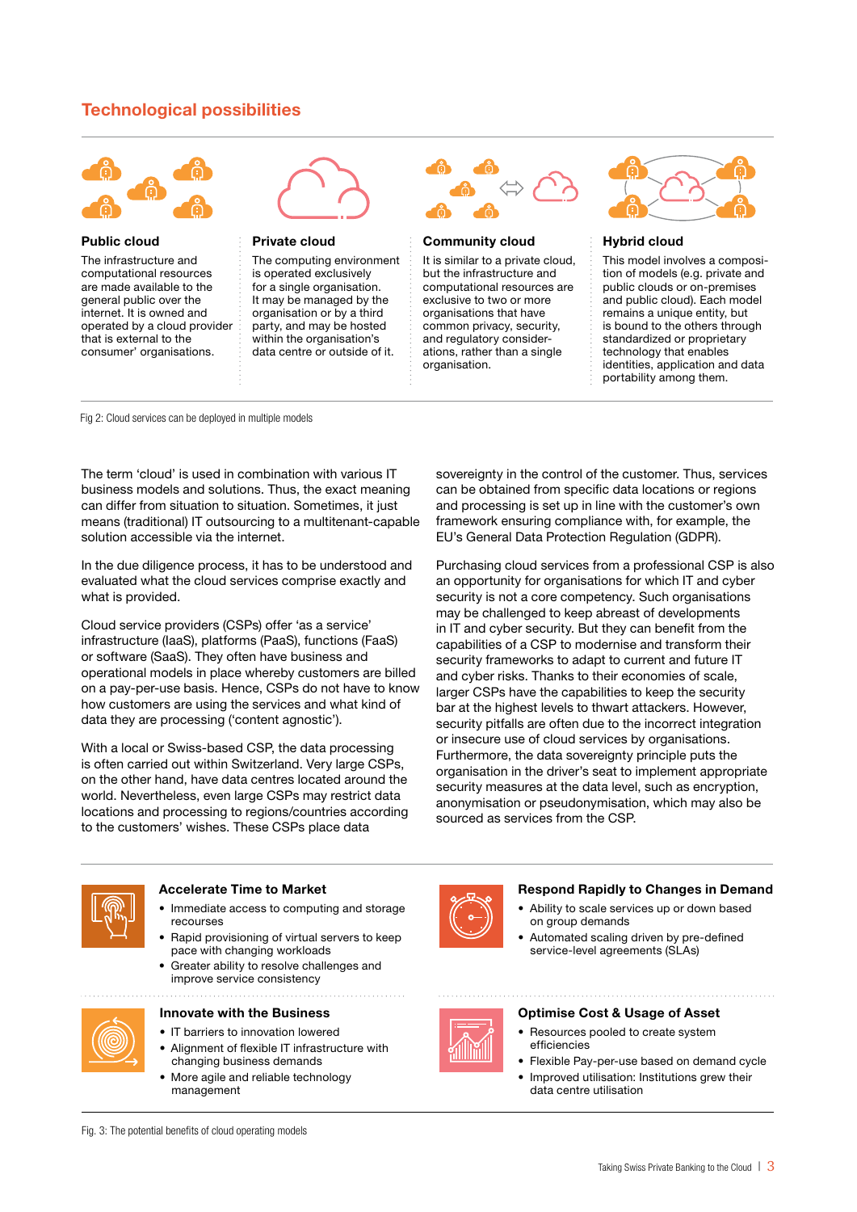## Technological possibilities

### Public cloud

The infrastructure and computational resources are made available to the general public over the internet. It is owned and operated by a cloud provider that is external to the consumer' organisations.

### Private cloud

The computing environment is operated exclusively for a single organisation. It may be managed by the organisation or by a third party, and may be hosted within the organisation's data centre or outside of it.

### Community cloud

It is similar to a private cloud, but the infrastructure and computational resources are exclusive to two or more organisations that have common privacy, security, and regulatory considerations, rather than a single organisation.

### Hybrid cloud

This model involves a composition of models (e.g. private and public clouds or on-premises and public cloud). Each model remains a unique entity, but is bound to the others through standardized or proprietary technology that enables identities, application and data portability among them.

Fig 2: Cloud services can be deployed in multiple models

The term 'cloud' is used in combination with various IT business models and solutions. Thus, the exact meaning can differ from situation to situation. Sometimes, it just means (traditional) IT outsourcing to a multitenant-capable solution accessible via the internet.

In the due diligence process, it has to be understood and evaluated what the cloud services comprise exactly and what is provided.

Cloud service providers (CSPs) offer 'as a service' infrastructure (IaaS), platforms (PaaS), functions (FaaS) or software (SaaS). They often have business and operational models in place whereby customers are billed on a pay-per-use basis. Hence, CSPs do not have to know how customers are using the services and what kind of data they are processing ('content agnostic').

With a local or Swiss-based CSP, the data processing is often carried out within Switzerland. Very large CSPs, on the other hand, have data centres located around the world. Nevertheless, even large CSPs may restrict data locations and processing to regions/countries according to the customers' wishes. These CSPs place data sovereignty in the control of the customer. Thus, services can be obtained from specific data locations or regions and processing is set up in line with the customer's own framework ensuring compliance with, for example, the EU's General Data Protection Regulation (GDPR).

Purchasing cloud services from a professional CSP is also an opportunity for organisations for which IT and cyber security is not a core competency. Such organisations may be challenged to keep abreast of developments in IT and cyber security. But they can benefit from the capabilities of a CSP to modernise and transform their security frameworks to adapt to current and future IT and cyber risks. Thanks to their economies of scale, larger CSPs have the capabilities to keep the security bar at the highest levels to thwart attackers. However, security pitfalls are often due to the incorrect integration or insecure use of cloud services by organisations. Furthermore, the data sovereignty principle puts the organisation in the driver's seat to implement appropriate security measures at the data level, such as encryption, anonymisation or pseudonymisation, which may also be sourced as services from the CSP.

### Accelerate Time to Market

- Immediate access to computing and storage recourses
- Rapid provisioning of virtual servers to keep pace with changing workloads
- Greater ability to resolve challenges and improve service consistency

### Respond Rapidly to Changes in Demand

- Ability to scale services up or down based on group demands
- Automated scaling driven by pre-defined service-level agreements (SLAs)

### Innovate with the Business

- IT barriers to innovation lowered
- Alignment of flexible IT infrastructure with changing business demands
- More agile and reliable technology management

### Optimise Cost & Usage of Asset

- Resources pooled to create system efficiencies
- Flexible Pay-per-use based on demand cycle
- Improved utilisation: Institutions grew their data centre utilisation

Fig. 3: The potential benefits of cloud operating models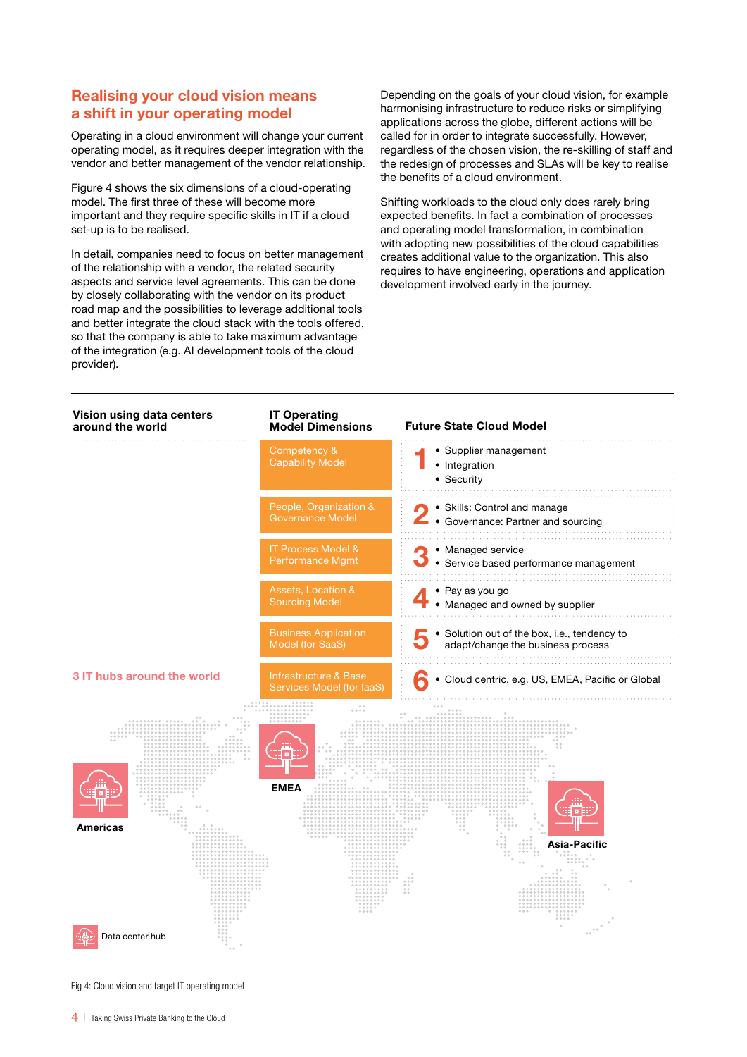## Realising your cloud vision means a shift in your operating model

Operating in a cloud environment will change your current operating model, as it requires deeper integration with the vendor and better management of the vendor relationship.

Figure 4 shows the six dimensions of a cloud-operating model. The first three of these will become more important and they require specific skills in IT if a cloud set-up is to be realised.

In detail, companies need to focus on better management of the relationship with a vendor, the related security aspects and service level agreements. This can be done by closely collaborating with the vendor on its product road map and the possibilities to leverage additional tools and better integrate the cloud stack with the tools offered, so that the company is able to take maximum advantage of the integration (e.g. AI development tools of the cloud provider).

Depending on the goals of your cloud vision, for example harmonising infrastructure to reduce risks or simplifying applications across the globe, different actions will be called for in order to integrate successfully. However, regardless of the chosen vision, the re-skilling of staff and the redesign of processes and SLAs will be key to realise the benefits of a cloud environment.

Shifting workloads to the cloud only does rarely bring expected benefits. In fact a combination of processes and operating model transformation, in combination with adopting new possibilities of the cloud capabilities creates additional value to the organization. This also requires to have engineering, operations and application development involved early in the journey.

| Vision using data centers around the world | IT Operating Model Dimensions | Future State Cloud Model |
|---|---|---|
| | Competency & Capability Model | **1** • Supplier management • Integration • Security |
| | People, Organization & Governance Model | **2** • Skills: Control and manage • Governance: Partner and sourcing |
| | IT Process Model & Performance Mgmt | **3** • Managed service • Service based performance management |
| | Assets, Location & Sourcing Model | **4** • Pay as you go • Managed and owned by supplier |
| | Business Application Model (for SaaS) | **5** • Solution out of the box, i.e., tendency to adapt/change the business process |
| 3 IT hubs around the world | Infrastructure & Base Services Model (for IaaS) | **6** • Cloud centric, e.g. US, EMEA, Pacific or Global |

Americas

EMEA

Asia-Pacific

Data center hub

Fig 4: Cloud vision and target IT operating model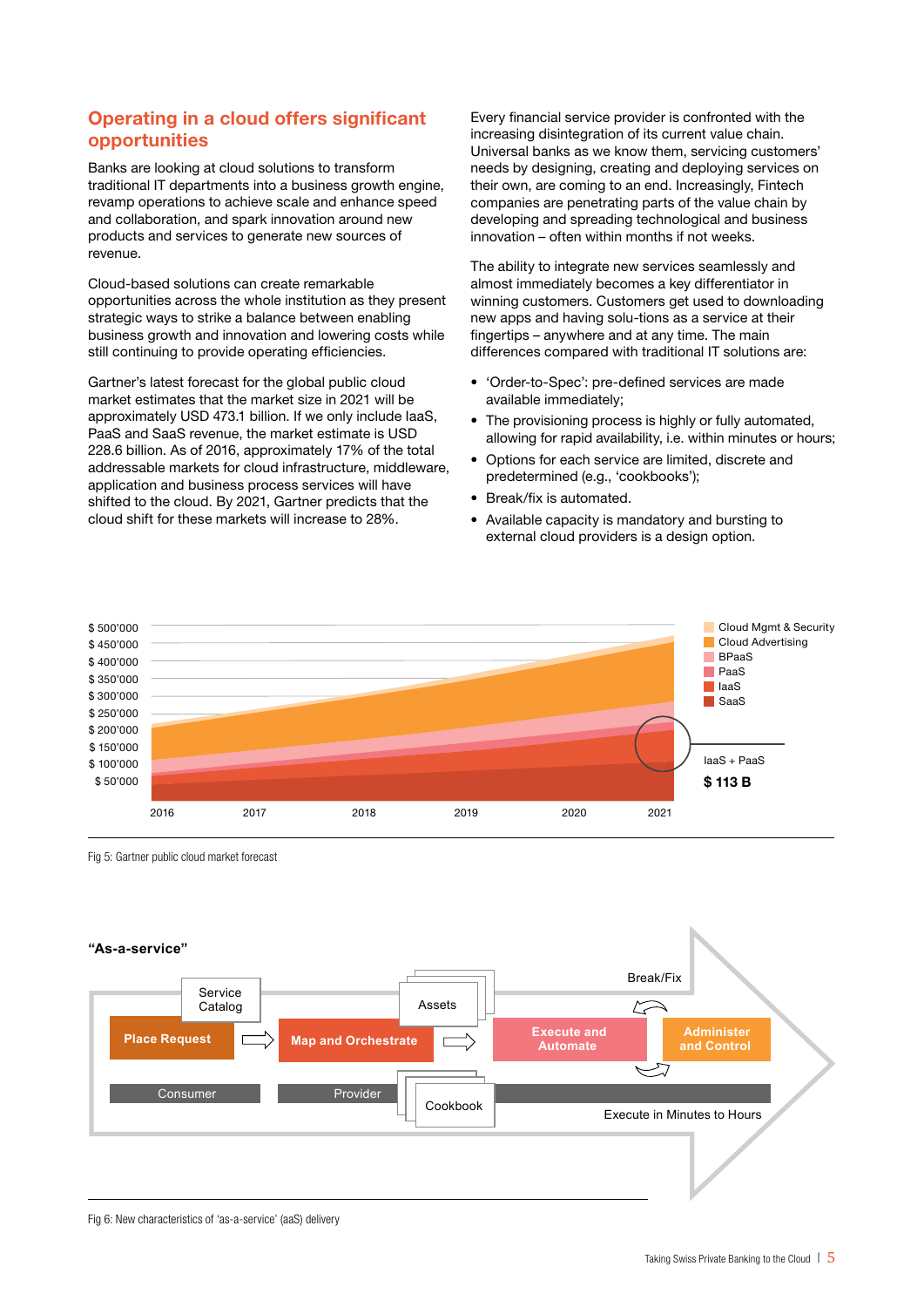## Operating in a cloud offers significant opportunities

Banks are looking at cloud solutions to transform traditional IT departments into a business growth engine, revamp operations to achieve scale and enhance speed and collaboration, and spark innovation around new products and services to generate new sources of revenue.

Cloud-based solutions can create remarkable opportunities across the whole institution as they present strategic ways to strike a balance between enabling business growth and innovation and lowering costs while still continuing to provide operating efficiencies.

Gartner's latest forecast for the global public cloud market estimates that the market size in 2021 will be approximately USD 473.1 billion. If we only include IaaS, PaaS and SaaS revenue, the market estimate is USD 228.6 billion. As of 2016, approximately 17% of the total addressable markets for cloud infrastructure, middleware, application and business process services will have shifted to the cloud. By 2021, Gartner predicts that the cloud shift for these markets will increase to 28%.

Every financial service provider is confronted with the increasing disintegration of its current value chain. Universal banks as we know them, servicing customers' needs by designing, creating and deploying services on their own, are coming to an end. Increasingly, Fintech companies are penetrating parts of the value chain by developing and spreading technological and business innovation – often within months if not weeks.

The ability to integrate new services seamlessly and almost immediately becomes a key differentiator in winning customers. Customers get used to downloading new apps and having solu-tions as a service at their fingertips – anywhere and at any time. The main differences compared with traditional IT solutions are:

- 'Order-to-Spec': pre-defined services are made available immediately;
- The provisioning process is highly or fully automated, allowing for rapid availability, i.e. within minutes or hours;
- Options for each service are limited, discrete and predetermined (e.g., 'cookbooks');
- Break/fix is automated.
- Available capacity is mandatory and bursting to external cloud providers is a design option.

Fig 5: Gartner public cloud market forecast

Fig 6: New characteristics of 'as-a-service' (aaS) delivery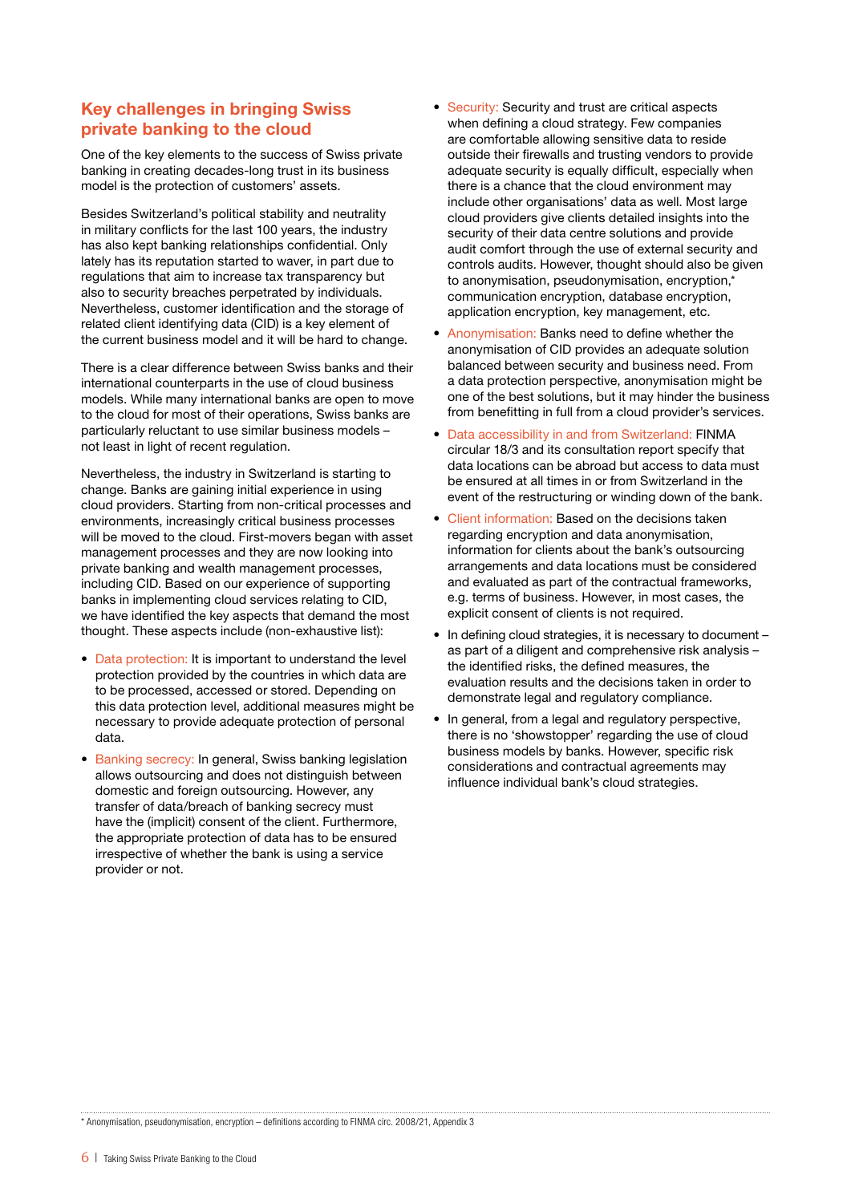## Key challenges in bringing Swiss private banking to the cloud

One of the key elements to the success of Swiss private banking in creating decades-long trust in its business model is the protection of customers' assets.

Besides Switzerland's political stability and neutrality in military conflicts for the last 100 years, the industry has also kept banking relationships confidential. Only lately has its reputation started to waver, in part due to regulations that aim to increase tax transparency but also to security breaches perpetrated by individuals. Nevertheless, customer identification and the storage of related client identifying data (CID) is a key element of the current business model and it will be hard to change.

There is a clear difference between Swiss banks and their international counterparts in the use of cloud business models. While many international banks are open to move to the cloud for most of their operations, Swiss banks are particularly reluctant to use similar business models – not least in light of recent regulation.

Nevertheless, the industry in Switzerland is starting to change. Banks are gaining initial experience in using cloud providers. Starting from non-critical processes and environments, increasingly critical business processes will be moved to the cloud. First-movers began with asset management processes and they are now looking into private banking and wealth management processes, including CID. Based on our experience of supporting banks in implementing cloud services relating to CID, we have identified the key aspects that demand the most thought. These aspects include (non-exhaustive list):

- Data protection: It is important to understand the level protection provided by the countries in which data are to be processed, accessed or stored. Depending on this data protection level, additional measures might be necessary to provide adequate protection of personal data.
- Banking secrecy: In general, Swiss banking legislation allows outsourcing and does not distinguish between domestic and foreign outsourcing. However, any transfer of data/breach of banking secrecy must have the (implicit) consent of the client. Furthermore, the appropriate protection of data has to be ensured irrespective of whether the bank is using a service provider or not.
- Security: Security and trust are critical aspects when defining a cloud strategy. Few companies are comfortable allowing sensitive data to reside outside their firewalls and trusting vendors to provide adequate security is equally difficult, especially when there is a chance that the cloud environment may include other organisations' data as well. Most large cloud providers give clients detailed insights into the security of their data centre solutions and provide audit comfort through the use of external security and controls audits. However, thought should also be given to anonymisation, pseudonymisation, encryption,* communication encryption, database encryption, application encryption, key management, etc.
- Anonymisation: Banks need to define whether the anonymisation of CID provides an adequate solution balanced between security and business need. From a data protection perspective, anonymisation might be one of the best solutions, but it may hinder the business from benefitting in full from a cloud provider's services.
- Data accessibility in and from Switzerland: FINMA circular 18/3 and its consultation report specify that data locations can be abroad but access to data must be ensured at all times in or from Switzerland in the event of the restructuring or winding down of the bank.
- Client information: Based on the decisions taken regarding encryption and data anonymisation, information for clients about the bank's outsourcing arrangements and data locations must be considered and evaluated as part of the contractual frameworks, e.g. terms of business. However, in most cases, the explicit consent of clients is not required.
- In defining cloud strategies, it is necessary to document – as part of a diligent and comprehensive risk analysis – the identified risks, the defined measures, the evaluation results and the decisions taken in order to demonstrate legal and regulatory compliance.
- In general, from a legal and regulatory perspective, there is no 'showstopper' regarding the use of cloud business models by banks. However, specific risk considerations and contractual agreements may influence individual bank's cloud strategies.

* Anonymisation, pseudonymisation, encryption – definitions according to FINMA circ. 2008/21, Appendix 3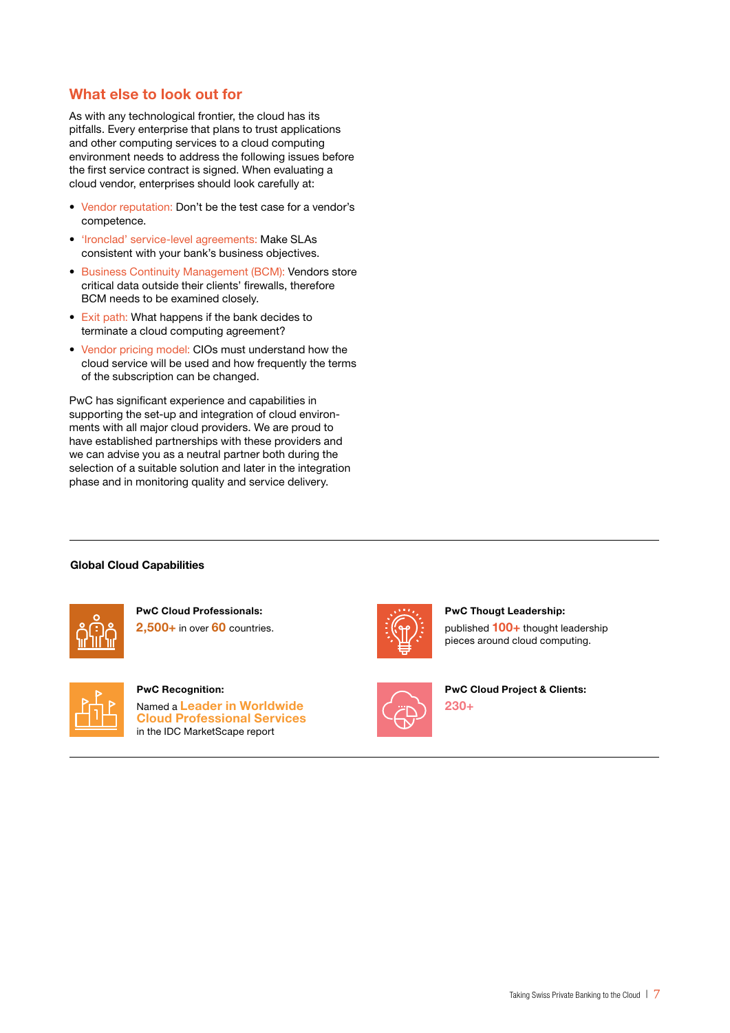## What else to look out for

As with any technological frontier, the cloud has its pitfalls. Every enterprise that plans to trust applications and other computing services to a cloud computing environment needs to address the following issues before the first service contract is signed. When evaluating a cloud vendor, enterprises should look carefully at:

- Vendor reputation: Don't be the test case for a vendor's competence.
- 'Ironclad' service-level agreements: Make SLAs consistent with your bank's business objectives.
- Business Continuity Management (BCM): Vendors store critical data outside their clients' firewalls, therefore BCM needs to be examined closely.
- Exit path: What happens if the bank decides to terminate a cloud computing agreement?
- Vendor pricing model: CIOs must understand how the cloud service will be used and how frequently the terms of the subscription can be changed.

PwC has significant experience and capabilities in supporting the set-up and integration of cloud environments with all major cloud providers. We are proud to have established partnerships with these providers and we can advise you as a neutral partner both during the selection of a suitable solution and later in the integration phase and in monitoring quality and service delivery.

**Global Cloud Capabilities**

**PwC Cloud Professionals:**
**2,500+** in over **60** countries.

**PwC Thougt Leadership:**
published **100+** thought leadership pieces around cloud computing.

**PwC Recognition:**
Named a **Leader in Worldwide Cloud Professional Services** in the IDC MarketScape report

**PwC Cloud Project & Clients:**
**230+**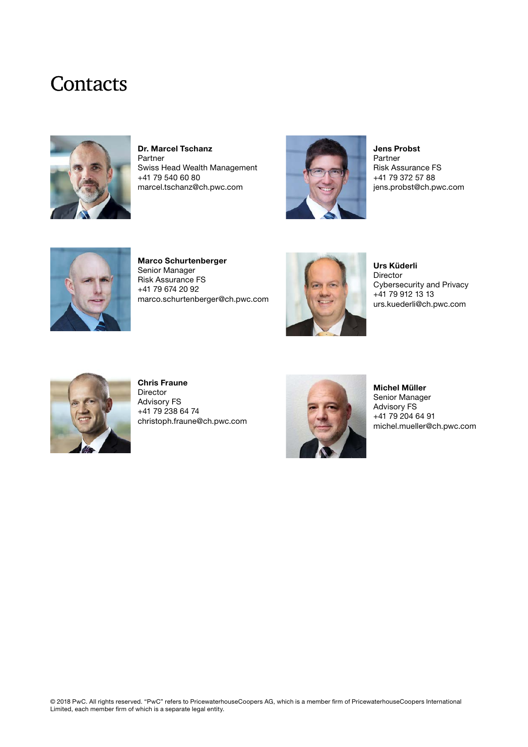# Contacts

**Dr. Marcel Tschanz**
Partner
Swiss Head Wealth Management
+41 79 540 60 80
marcel.tschanz@ch.pwc.com

**Jens Probst**
Partner
Risk Assurance FS
+41 79 372 57 88
jens.probst@ch.pwc.com

**Marco Schurtenberger**
Senior Manager
Risk Assurance FS
+41 79 674 20 92
marco.schurtenberger@ch.pwc.com

**Urs Küderli**
Director
Cybersecurity and Privacy
+41 79 912 13 13
urs.kuederli@ch.pwc.com

**Chris Fraune**
Director
Advisory FS
+41 79 238 64 74
christoph.fraune@ch.pwc.com

**Michel Müller**
Senior Manager
Advisory FS
+41 79 204 64 91
michel.mueller@ch.pwc.com

© 2018 PwC. All rights reserved. "PwC" refers to PricewaterhouseCoopers AG, which is a member firm of PricewaterhouseCoopers International Limited, each member firm of which is a separate legal entity.